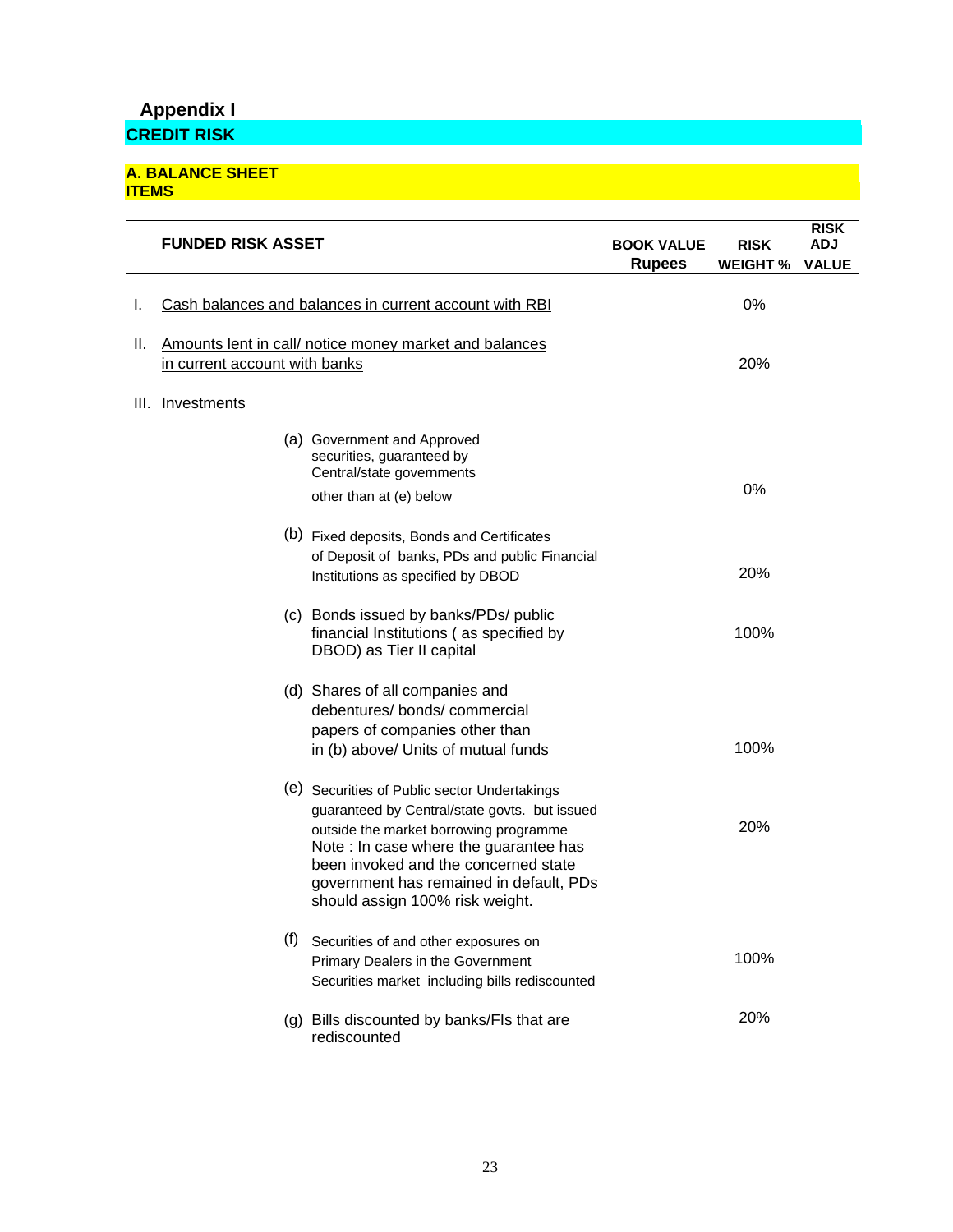# Appendix I

## CREDIT RISK

### A. BALANCE SHEET ITEMS

| | FUNDED RISK ASSET | BOOK VALUE Rupees | RISK WEIGHT % | RISK ADJ VALUE |
|---|---|---|---|---|
| I. | Cash balances and balances in current account with RBI | | 0% | |
| II. | Amounts lent in call/ notice money market and balances in current account with banks | | 20% | |
| III. | Investments | | | |
| | (a) Government and Approved securities, guaranteed by Central/state governments other than at (e) below | | 0% | |
| | (b) Fixed deposits, Bonds and Certificates of Deposit of banks, PDs and public Financial Institutions as specified by DBOD | | 20% | |
| | (c) Bonds issued by banks/PDs/ public financial Institutions ( as specified by DBOD) as Tier II capital | | 100% | |
| | (d) Shares of all companies and debentures/ bonds/ commercial papers of companies other than in (b) above/ Units of mutual funds | | 100% | |
| | (e) Securities of Public sector Undertakings guaranteed by Central/state govts. but issued outside the market borrowing programme<br>Note : In case where the guarantee has been invoked and the concerned state government has remained in default, PDs should assign 100% risk weight. | | 20% | |
| | (f) Securities of and other exposures on Primary Dealers in the Government Securities market including bills rediscounted | | 100% | |
| | (g) Bills discounted by banks/FIs that are rediscounted | | 20% | |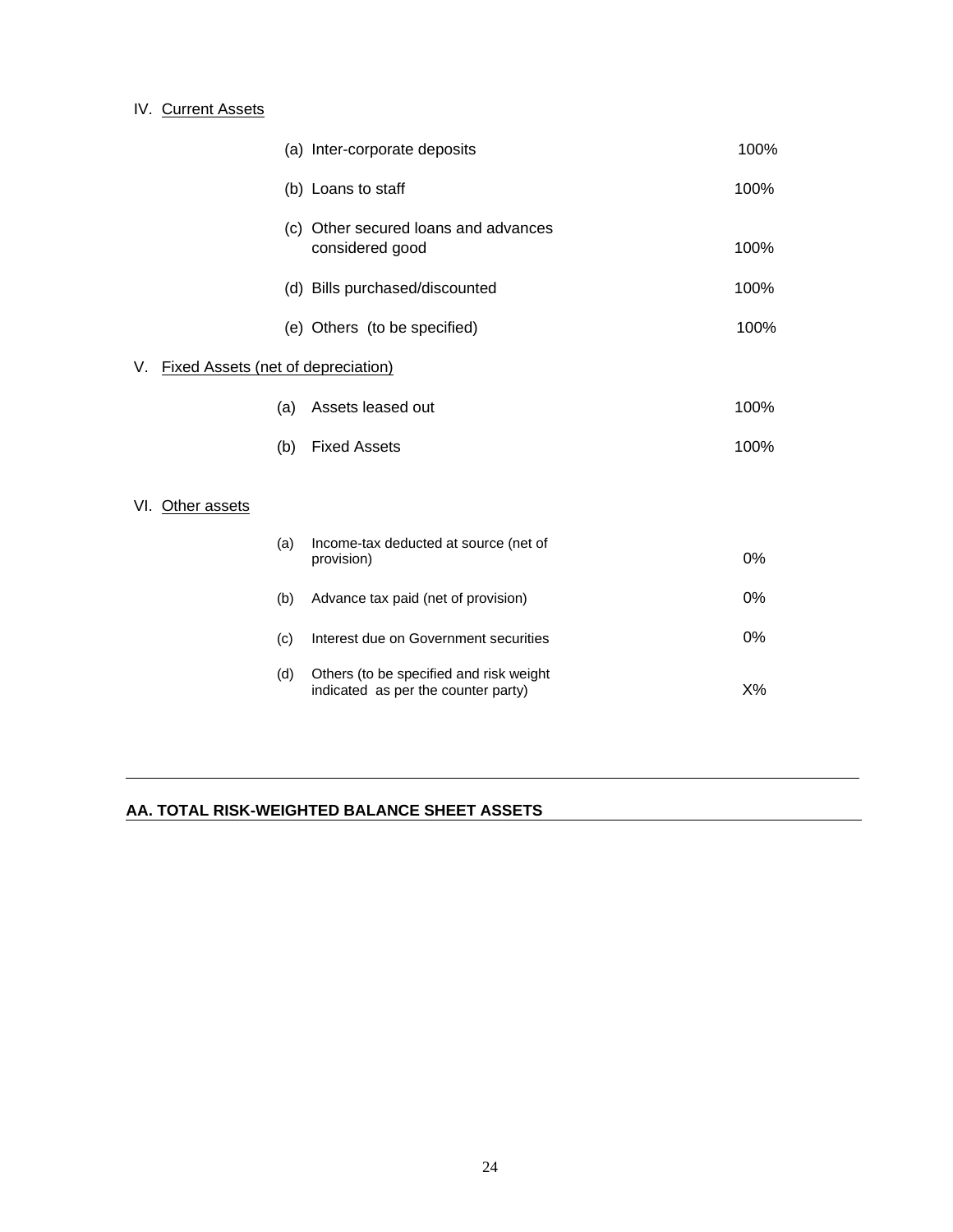IV. Current Assets

| | | |
|---|---|---|
| (a) | Inter-corporate deposits | 100% |
| (b) | Loans to staff | 100% |
| (c) | Other secured loans and advances considered good | 100% |
| (d) | Bills purchased/discounted | 100% |
| (e) | Others (to be specified) | 100% |

V. Fixed Assets (net of depreciation)

| | | |
|---|---|---|
| (a) | Assets leased out | 100% |
| (b) | Fixed Assets | 100% |

VI. Other assets

| | | |
|---|---|---|
| (a) | Income-tax deducted at source (net of provision) | 0% |
| (b) | Advance tax paid (net of provision) | 0% |
| (c) | Interest due on Government securities | 0% |
| (d) | Others (to be specified and risk weight indicated as per the counter party) | X% |

---

**AA. TOTAL RISK-WEIGHTED BALANCE SHEET ASSETS**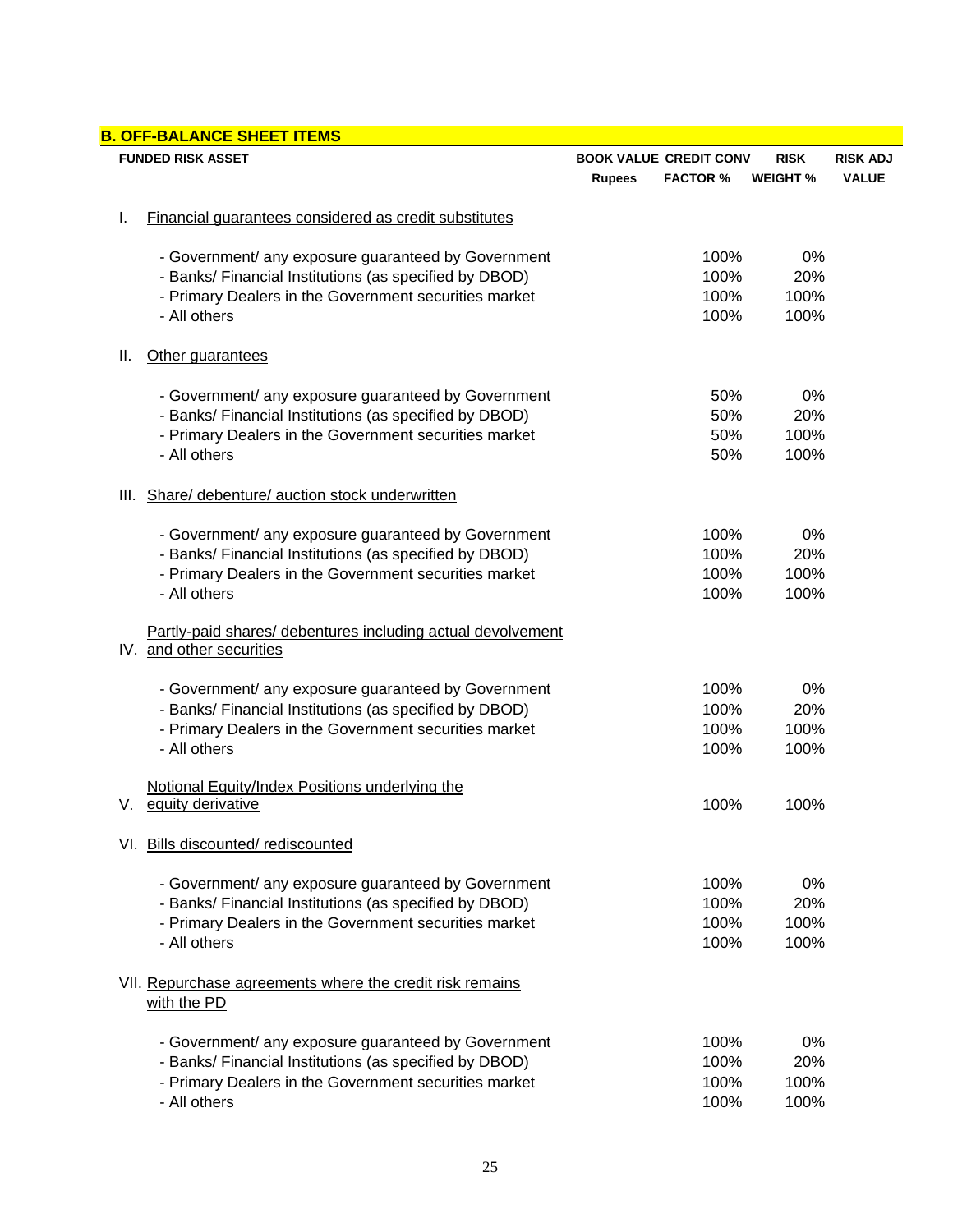## B. OFF-BALANCE SHEET ITEMS

| FUNDED RISK ASSET | BOOK VALUE Rupees | CREDIT CONV FACTOR % | RISK WEIGHT % | RISK ADJ VALUE |
|---|---|---|---|---|
| I. Financial guarantees considered as credit substitutes | | | | |
| - Government/ any exposure guaranteed by Government | | 100% | 0% | |
| - Banks/ Financial Institutions (as specified by DBOD) | | 100% | 20% | |
| - Primary Dealers in the Government securities market | | 100% | 100% | |
| - All others | | 100% | 100% | |
| II. Other guarantees | | | | |
| - Government/ any exposure guaranteed by Government | | 50% | 0% | |
| - Banks/ Financial Institutions (as specified by DBOD) | | 50% | 20% | |
| - Primary Dealers in the Government securities market | | 50% | 100% | |
| - All others | | 50% | 100% | |
| III. Share/ debenture/ auction stock underwritten | | | | |
| - Government/ any exposure guaranteed by Government | | 100% | 0% | |
| - Banks/ Financial Institutions (as specified by DBOD) | | 100% | 20% | |
| - Primary Dealers in the Government securities market | | 100% | 100% | |
| - All others | | 100% | 100% | |
| IV. Partly-paid shares/ debentures including actual devolvement and other securities | | | | |
| - Government/ any exposure guaranteed by Government | | 100% | 0% | |
| - Banks/ Financial Institutions (as specified by DBOD) | | 100% | 20% | |
| - Primary Dealers in the Government securities market | | 100% | 100% | |
| - All others | | 100% | 100% | |
| V. Notional Equity/Index Positions underlying the equity derivative | | 100% | 100% | |
| VI. Bills discounted/ rediscounted | | | | |
| - Government/ any exposure guaranteed by Government | | 100% | 0% | |
| - Banks/ Financial Institutions (as specified by DBOD) | | 100% | 20% | |
| - Primary Dealers in the Government securities market | | 100% | 100% | |
| - All others | | 100% | 100% | |
| VII. Repurchase agreements where the credit risk remains with the PD | | | | |
| - Government/ any exposure guaranteed by Government | | 100% | 0% | |
| - Banks/ Financial Institutions (as specified by DBOD) | | 100% | 20% | |
| - Primary Dealers in the Government securities market | | 100% | 100% | |
| - All others | | 100% | 100% | |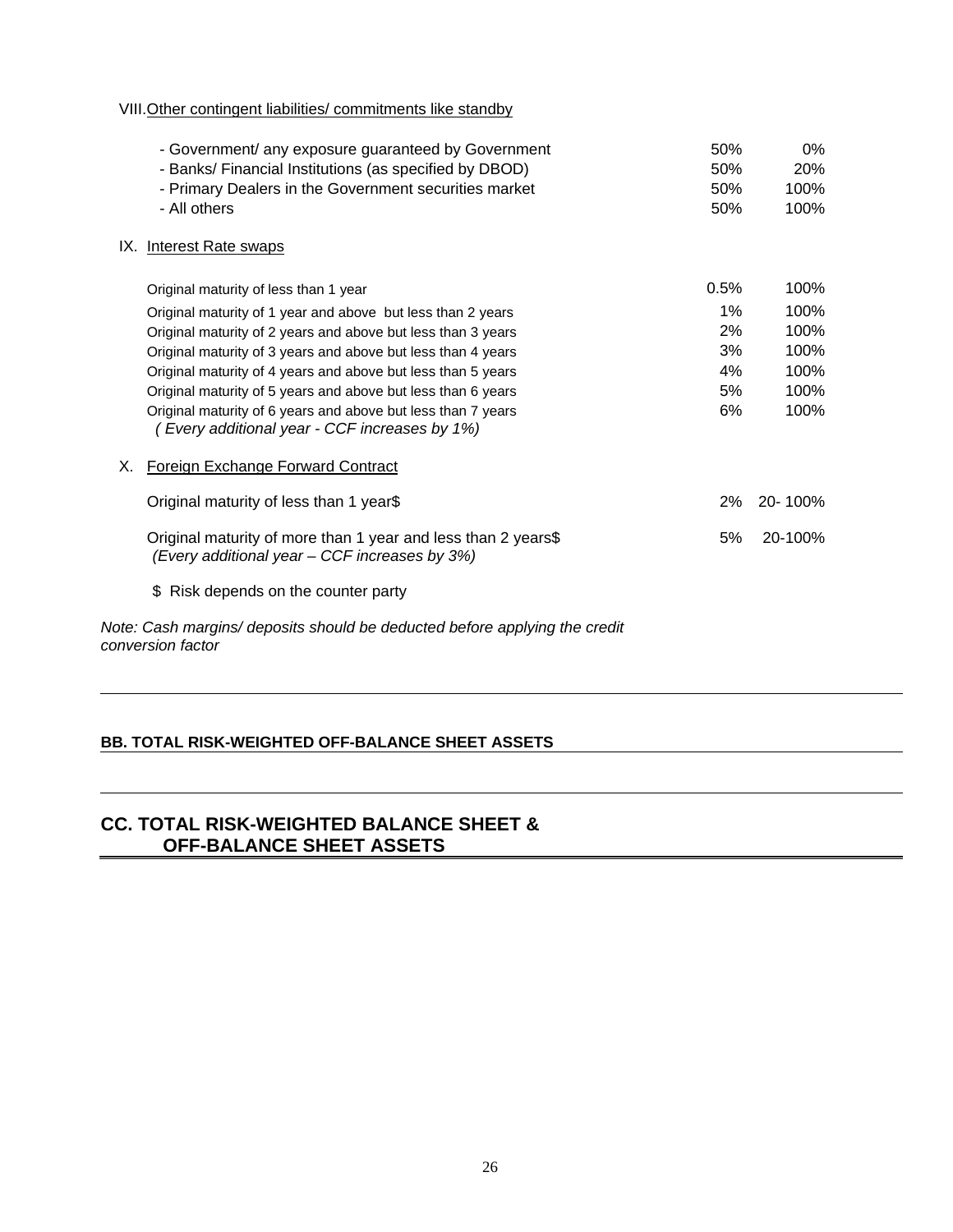VIII. Other contingent liabilities/ commitments like standby

| | | |
|---|---|---|
| - Government/ any exposure guaranteed by Government | 50% | 0% |
| - Banks/ Financial Institutions (as specified by DBOD) | 50% | 20% |
| - Primary Dealers in the Government securities market | 50% | 100% |
| - All others | 50% | 100% |

IX. Interest Rate swaps

| | | |
|---|---|---|
| Original maturity of less than 1 year | 0.5% | 100% |
| Original maturity of 1 year and above but less than 2 years | 1% | 100% |
| Original maturity of 2 years and above but less than 3 years | 2% | 100% |
| Original maturity of 3 years and above but less than 4 years | 3% | 100% |
| Original maturity of 4 years and above but less than 5 years | 4% | 100% |
| Original maturity of 5 years and above but less than 6 years | 5% | 100% |
| Original maturity of 6 years and above but less than 7 years *( Every additional year - CCF increases by 1%)* | 6% | 100% |

X. Foreign Exchange Forward Contract

| | | |
|---|---|---|
| Original maturity of less than 1 year$ | 2% | 20- 100% |
| Original maturity of more than 1 year and less than 2 years$ *(Every additional year – CCF increases by 3%)* | 5% | 20-100% |

$ Risk depends on the counter party

*Note: Cash margins/ deposits should be deducted before applying the credit conversion factor*

**BB. TOTAL RISK-WEIGHTED OFF-BALANCE SHEET ASSETS**

## CC. TOTAL RISK-WEIGHTED BALANCE SHEET & OFF-BALANCE SHEET ASSETS